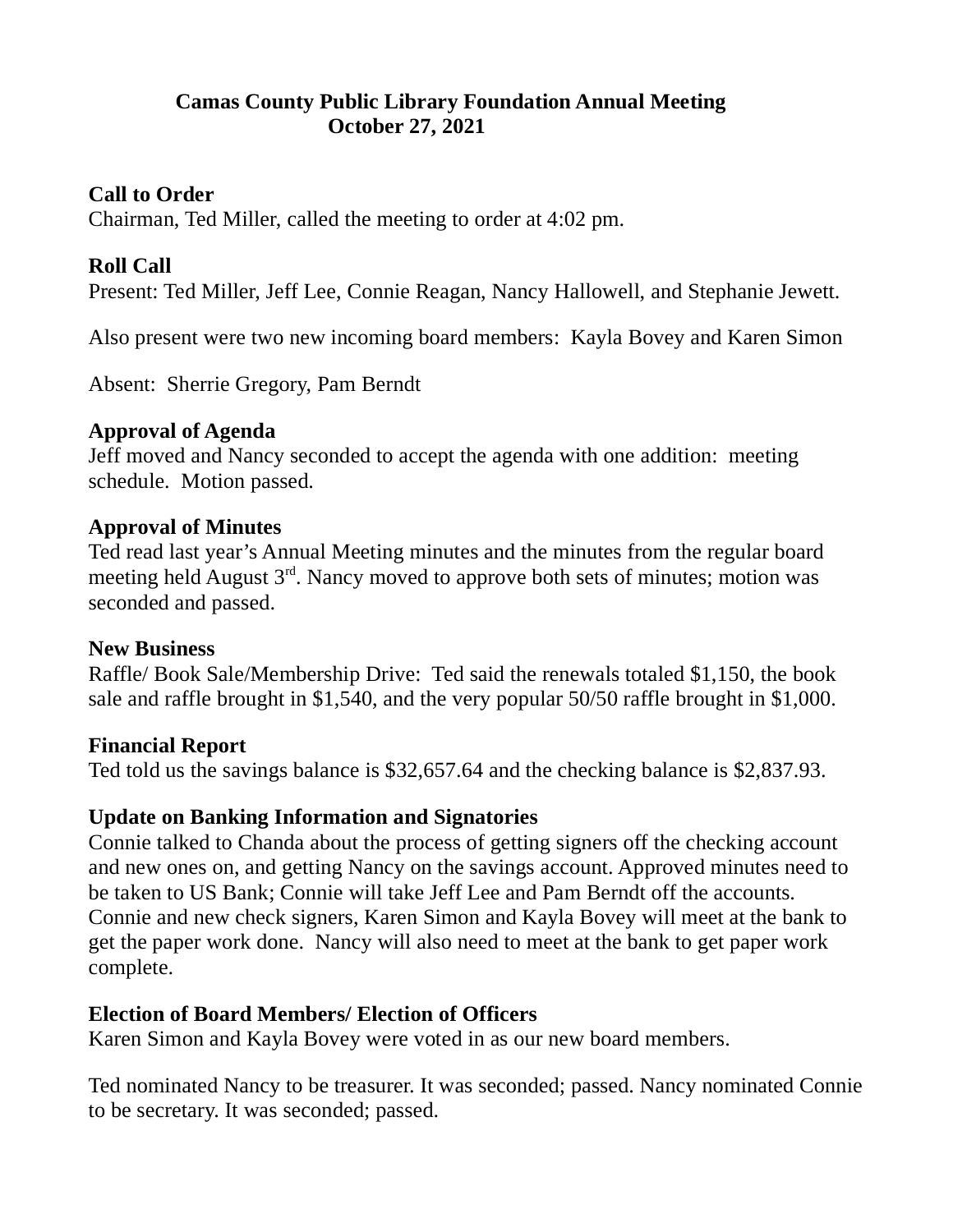# Camas County Public Library Foundation Annual Meeting
## October 27, 2021

**Call to Order**
Chairman, Ted Miller, called the meeting to order at 4:02 pm.

**Roll Call**
Present: Ted Miller, Jeff Lee, Connie Reagan, Nancy Hallowell, and Stephanie Jewett.

Also present were two new incoming board members: Kayla Bovey and Karen Simon

Absent: Sherrie Gregory, Pam Berndt

**Approval of Agenda**
Jeff moved and Nancy seconded to accept the agenda with one addition: meeting schedule. Motion passed.

**Approval of Minutes**
Ted read last year's Annual Meeting minutes and the minutes from the regular board meeting held August 3rd. Nancy moved to approve both sets of minutes; motion was seconded and passed.

**New Business**
Raffle/ Book Sale/Membership Drive: Ted said the renewals totaled $1,150, the book sale and raffle brought in $1,540, and the very popular 50/50 raffle brought in $1,000.

**Financial Report**
Ted told us the savings balance is $32,657.64 and the checking balance is $2,837.93.

**Update on Banking Information and Signatories**
Connie talked to Chanda about the process of getting signers off the checking account and new ones on, and getting Nancy on the savings account. Approved minutes need to be taken to US Bank; Connie will take Jeff Lee and Pam Berndt off the accounts. Connie and new check signers, Karen Simon and Kayla Bovey will meet at the bank to get the paper work done. Nancy will also need to meet at the bank to get paper work complete.

**Election of Board Members/ Election of Officers**
Karen Simon and Kayla Bovey were voted in as our new board members.

Ted nominated Nancy to be treasurer. It was seconded; passed. Nancy nominated Connie to be secretary. It was seconded; passed.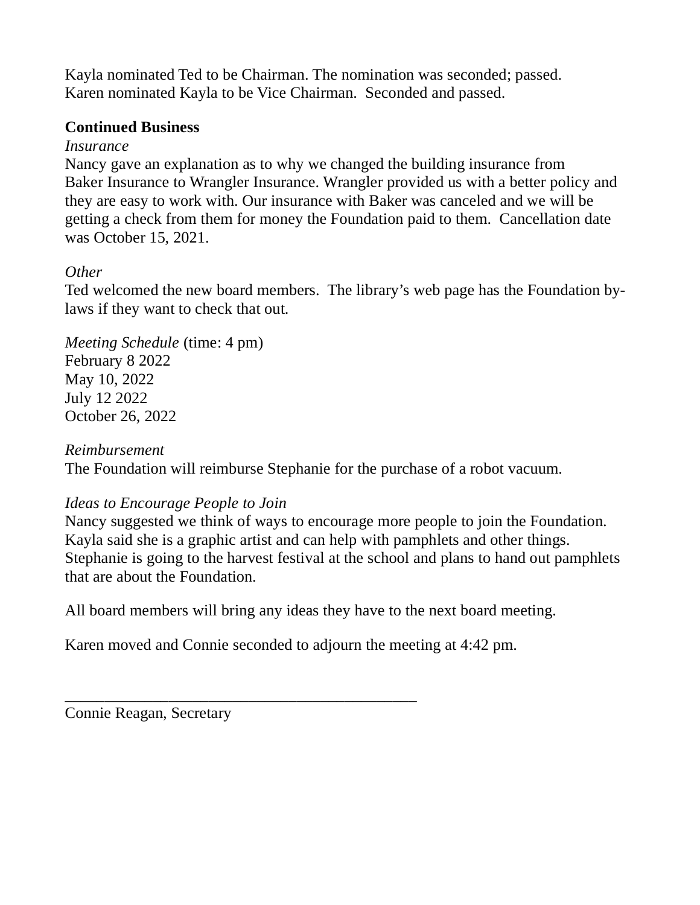Kayla nominated Ted to be Chairman. The nomination was seconded; passed.
Karen nominated Kayla to be Vice Chairman. Seconded and passed.

**Continued Business**

*Insurance*

Nancy gave an explanation as to why we changed the building insurance from Baker Insurance to Wrangler Insurance. Wrangler provided us with a better policy and they are easy to work with. Our insurance with Baker was canceled and we will be getting a check from them for money the Foundation paid to them. Cancellation date was October 15, 2021.

*Other*

Ted welcomed the new board members. The library's web page has the Foundation by-laws if they want to check that out.

*Meeting Schedule* (time: 4 pm)
February 8 2022
May 10, 2022
July 12 2022
October 26, 2022

*Reimbursement*

The Foundation will reimburse Stephanie for the purchase of a robot vacuum.

*Ideas to Encourage People to Join*

Nancy suggested we think of ways to encourage more people to join the Foundation. Kayla said she is a graphic artist and can help with pamphlets and other things. Stephanie is going to the harvest festival at the school and plans to hand out pamphlets that are about the Foundation.

All board members will bring any ideas they have to the next board meeting.

Karen moved and Connie seconded to adjourn the meeting at 4:42 pm.

_____________________________________________
Connie Reagan, Secretary